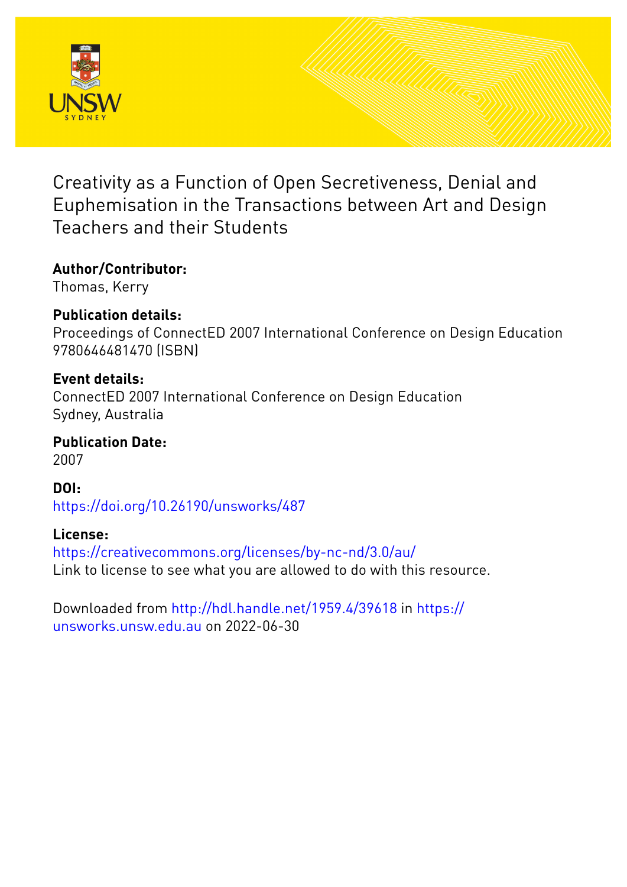# Creativity as a Function of Open Secretiveness, Denial and Euphemisation in the Transactions between Art and Design Teachers and their Students

**Author/Contributor:**
Thomas, Kerry

**Publication details:**
Proceedings of ConnectED 2007 International Conference on Design Education
9780646481470 (ISBN)

**Event details:**
ConnectED 2007 International Conference on Design Education
Sydney, Australia

**Publication Date:**
2007

**DOI:**
https://doi.org/10.26190/unsworks/487

**License:**
https://creativecommons.org/licenses/by-nc-nd/3.0/au/
Link to license to see what you are allowed to do with this resource.

Downloaded from http://hdl.handle.net/1959.4/39618 in https://unsworks.unsw.edu.au on 2022-06-30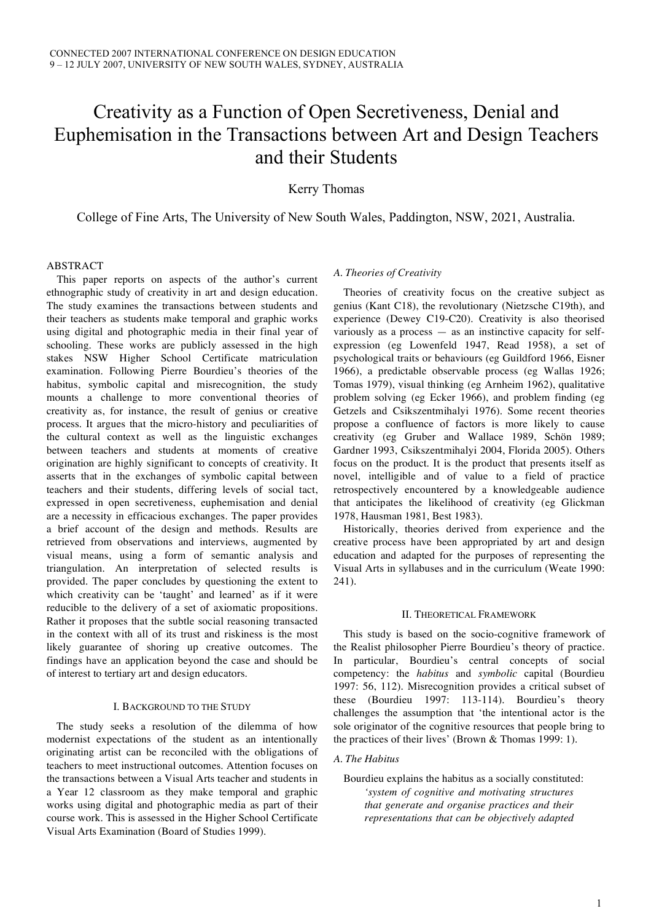# Creativity as a Function of Open Secretiveness, Denial and Euphemisation in the Transactions between Art and Design Teachers and their Students

Kerry Thomas

College of Fine Arts, The University of New South Wales, Paddington, NSW, 2021, Australia.

## ABSTRACT

This paper reports on aspects of the author's current ethnographic study of creativity in art and design education. The study examines the transactions between students and their teachers as students make temporal and graphic works using digital and photographic media in their final year of schooling. These works are publicly assessed in the high stakes NSW Higher School Certificate matriculation examination. Following Pierre Bourdieu's theories of the habitus, symbolic capital and misrecognition, the study mounts a challenge to more conventional theories of creativity as, for instance, the result of genius or creative process. It argues that the micro-history and peculiarities of the cultural context as well as the linguistic exchanges between teachers and students at moments of creative origination are highly significant to concepts of creativity. It asserts that in the exchanges of symbolic capital between teachers and their students, differing levels of social tact, expressed in open secretiveness, euphemisation and denial are a necessity in efficacious exchanges. The paper provides a brief account of the design and methods. Results are retrieved from observations and interviews, augmented by visual means, using a form of semantic analysis and triangulation. An interpretation of selected results is provided. The paper concludes by questioning the extent to which creativity can be 'taught' and learned' as if it were reducible to the delivery of a set of axiomatic propositions. Rather it proposes that the subtle social reasoning transacted in the context with all of its trust and riskiness is the most likely guarantee of shoring up creative outcomes. The findings have an application beyond the case and should be of interest to tertiary art and design educators.

## I. Background to the Study

The study seeks a resolution of the dilemma of how modernist expectations of the student as an intentionally originating artist can be reconciled with the obligations of teachers to meet instructional outcomes. Attention focuses on the transactions between a Visual Arts teacher and students in a Year 12 classroom as they make temporal and graphic works using digital and photographic media as part of their course work. This is assessed in the Higher School Certificate Visual Arts Examination (Board of Studies 1999).

### *A. Theories of Creativity*

Theories of creativity focus on the creative subject as genius (Kant C18), the revolutionary (Nietzsche C19th), and experience (Dewey C19-C20). Creativity is also theorised variously as a process — as an instinctive capacity for self-expression (eg Lowenfeld 1947, Read 1958), a set of psychological traits or behaviours (eg Guildford 1966, Eisner 1966), a predictable observable process (eg Wallas 1926; Tomas 1979), visual thinking (eg Arnheim 1962), qualitative problem solving (eg Ecker 1966), and problem finding (eg Getzels and Csikszentmihalyi 1976). Some recent theories propose a confluence of factors is more likely to cause creativity (eg Gruber and Wallace 1989, Schön 1989; Gardner 1993, Csikszentmihalyi 2004, Florida 2005). Others focus on the product. It is the product that presents itself as novel, intelligible and of value to a field of practice retrospectively encountered by a knowledgeable audience that anticipates the likelihood of creativity (eg Glickman 1978, Hausman 1981, Best 1983).

Historically, theories derived from experience and the creative process have been appropriated by art and design education and adapted for the purposes of representing the Visual Arts in syllabuses and in the curriculum (Weate 1990: 241).

## II. Theoretical Framework

This study is based on the socio-cognitive framework of the Realist philosopher Pierre Bourdieu's theory of practice. In particular, Bourdieu's central concepts of social competency: the *habitus* and *symbolic* capital (Bourdieu 1997: 56, 112). Misrecognition provides a critical subset of these (Bourdieu 1997: 113-114). Bourdieu's theory challenges the assumption that 'the intentional actor is the sole originator of the cognitive resources that people bring to the practices of their lives' (Brown & Thomas 1999: 1).

### *A. The Habitus*

Bourdieu explains the habitus as a socially constituted:

> *'system of cognitive and motivating structures that generate and organise practices and their representations that can be objectively adapted*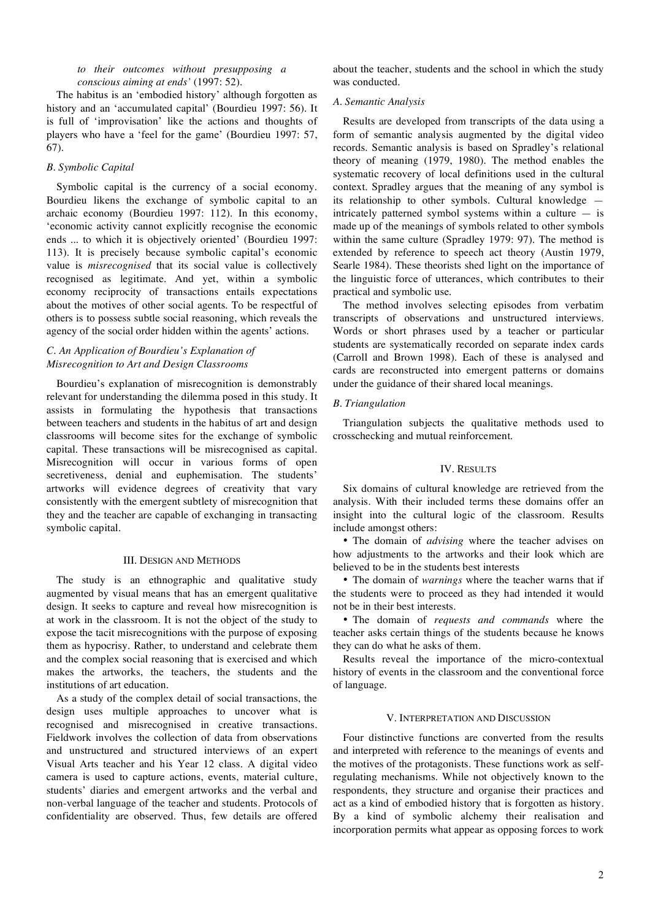*to their outcomes without presupposing a conscious aiming at ends'* (1997: 52).

The habitus is an 'embodied history' although forgotten as history and an 'accumulated capital' (Bourdieu 1997: 56). It is full of 'improvisation' like the actions and thoughts of players who have a 'feel for the game' (Bourdieu 1997: 57, 67).

### *B. Symbolic Capital*

Symbolic capital is the currency of a social economy. Bourdieu likens the exchange of symbolic capital to an archaic economy (Bourdieu 1997: 112). In this economy, 'economic activity cannot explicitly recognise the economic ends ... to which it is objectively oriented' (Bourdieu 1997: 113). It is precisely because symbolic capital's economic value is *misrecognised* that its social value is collectively recognised as legitimate. And yet, within a symbolic economy reciprocity of transactions entails expectations about the motives of other social agents. To be respectful of others is to possess subtle social reasoning, which reveals the agency of the social order hidden within the agents' actions.

### *C. An Application of Bourdieu's Explanation of Misrecognition to Art and Design Classrooms*

Bourdieu's explanation of misrecognition is demonstrably relevant for understanding the dilemma posed in this study. It assists in formulating the hypothesis that transactions between teachers and students in the habitus of art and design classrooms will become sites for the exchange of symbolic capital. These transactions will be misrecognised as capital. Misrecognition will occur in various forms of open secretiveness, denial and euphemisation. The students' artworks will evidence degrees of creativity that vary consistently with the emergent subtlety of misrecognition that they and the teacher are capable of exchanging in transacting symbolic capital.

## III. Design and Methods

The study is an ethnographic and qualitative study augmented by visual means that has an emergent qualitative design. It seeks to capture and reveal how misrecognition is at work in the classroom. It is not the object of the study to expose the tacit misrecognitions with the purpose of exposing them as hypocrisy. Rather, to understand and celebrate them and the complex social reasoning that is exercised and which makes the artworks, the teachers, the students and the institutions of art education.

As a study of the complex detail of social transactions, the design uses multiple approaches to uncover what is recognised and misrecognised in creative transactions. Fieldwork involves the collection of data from observations and unstructured and structured interviews of an expert Visual Arts teacher and his Year 12 class. A digital video camera is used to capture actions, events, material culture, students' diaries and emergent artworks and the verbal and non-verbal language of the teacher and students. Protocols of confidentiality are observed. Thus, few details are offered about the teacher, students and the school in which the study was conducted.

### *A. Semantic Analysis*

Results are developed from transcripts of the data using a form of semantic analysis augmented by the digital video records. Semantic analysis is based on Spradley's relational theory of meaning (1979, 1980). The method enables the systematic recovery of local definitions used in the cultural context. Spradley argues that the meaning of any symbol is its relationship to other symbols. Cultural knowledge — intricately patterned symbol systems within a culture — is made up of the meanings of symbols related to other symbols within the same culture (Spradley 1979: 97). The method is extended by reference to speech act theory (Austin 1979, Searle 1984). These theorists shed light on the importance of the linguistic force of utterances, which contributes to their practical and symbolic use.

The method involves selecting episodes from verbatim transcripts of observations and unstructured interviews. Words or short phrases used by a teacher or particular students are systematically recorded on separate index cards (Carroll and Brown 1998). Each of these is analysed and cards are reconstructed into emergent patterns or domains under the guidance of their shared local meanings.

### *B. Triangulation*

Triangulation subjects the qualitative methods used to crosschecking and mutual reinforcement.

## IV. Results

Six domains of cultural knowledge are retrieved from the analysis. With their included terms these domains offer an insight into the cultural logic of the classroom. Results include amongst others:

- The domain of *advising* where the teacher advises on how adjustments to the artworks and their look which are believed to be in the students best interests
- The domain of *warnings* where the teacher warns that if the students were to proceed as they had intended it would not be in their best interests.
- The domain of *requests and commands* where the teacher asks certain things of the students because he knows they can do what he asks of them.

Results reveal the importance of the micro-contextual history of events in the classroom and the conventional force of language.

## V. Interpretation and Discussion

Four distinctive functions are converted from the results and interpreted with reference to the meanings of events and the motives of the protagonists. These functions work as self-regulating mechanisms. While not objectively known to the respondents, they structure and organise their practices and act as a kind of embodied history that is forgotten as history. By a kind of symbolic alchemy their realisation and incorporation permits what appear as opposing forces to work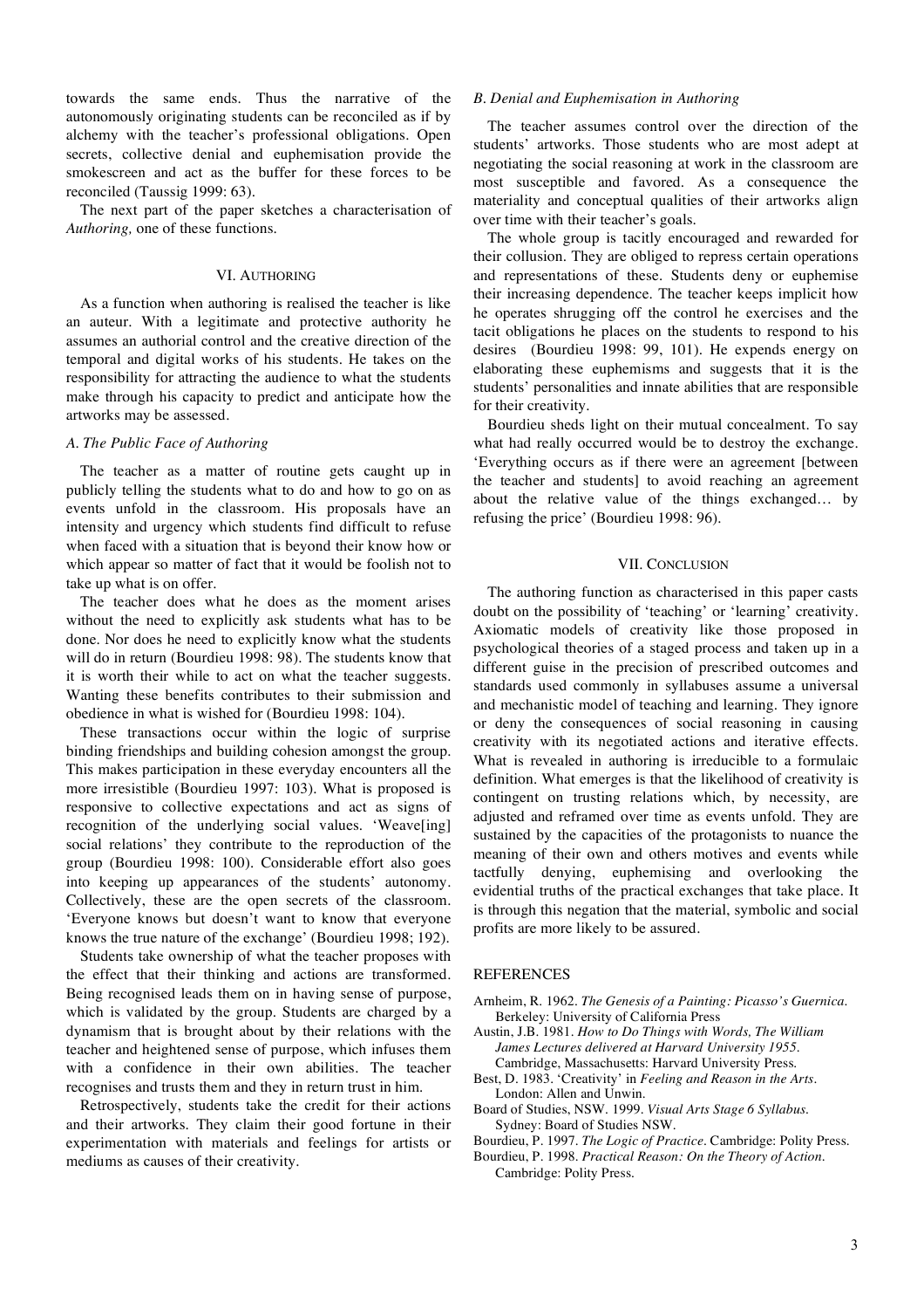towards the same ends. Thus the narrative of the autonomously originating students can be reconciled as if by alchemy with the teacher's professional obligations. Open secrets, collective denial and euphemisation provide the smokescreen and act as the buffer for these forces to be reconciled (Taussig 1999: 63).

The next part of the paper sketches a characterisation of *Authoring,* one of these functions.

## VI. Authoring

As a function when authoring is realised the teacher is like an auteur. With a legitimate and protective authority he assumes an authorial control and the creative direction of the temporal and digital works of his students. He takes on the responsibility for attracting the audience to what the students make through his capacity to predict and anticipate how the artworks may be assessed.

### *A. The Public Face of Authoring*

The teacher as a matter of routine gets caught up in publicly telling the students what to do and how to go on as events unfold in the classroom. His proposals have an intensity and urgency which students find difficult to refuse when faced with a situation that is beyond their know how or which appear so matter of fact that it would be foolish not to take up what is on offer.

The teacher does what he does as the moment arises without the need to explicitly ask students what has to be done. Nor does he need to explicitly know what the students will do in return (Bourdieu 1998: 98). The students know that it is worth their while to act on what the teacher suggests. Wanting these benefits contributes to their submission and obedience in what is wished for (Bourdieu 1998: 104).

These transactions occur within the logic of surprise binding friendships and building cohesion amongst the group. This makes participation in these everyday encounters all the more irresistible (Bourdieu 1997: 103). What is proposed is responsive to collective expectations and act as signs of recognition of the underlying social values. 'Weave[ing] social relations' they contribute to the reproduction of the group (Bourdieu 1998: 100). Considerable effort also goes into keeping up appearances of the students' autonomy. Collectively, these are the open secrets of the classroom. 'Everyone knows but doesn't want to know that everyone knows the true nature of the exchange' (Bourdieu 1998; 192).

Students take ownership of what the teacher proposes with the effect that their thinking and actions are transformed. Being recognised leads them on in having sense of purpose, which is validated by the group. Students are charged by a dynamism that is brought about by their relations with the teacher and heightened sense of purpose, which infuses them with a confidence in their own abilities. The teacher recognises and trusts them and they in return trust in him.

Retrospectively, students take the credit for their actions and their artworks. They claim their good fortune in their experimentation with materials and feelings for artists or mediums as causes of their creativity.

### *B. Denial and Euphemisation in Authoring*

The teacher assumes control over the direction of the students' artworks. Those students who are most adept at negotiating the social reasoning at work in the classroom are most susceptible and favored. As a consequence the materiality and conceptual qualities of their artworks align over time with their teacher's goals.

The whole group is tacitly encouraged and rewarded for their collusion. They are obliged to repress certain operations and representations of these. Students deny or euphemise their increasing dependence. The teacher keeps implicit how he operates shrugging off the control he exercises and the tacit obligations he places on the students to respond to his desires (Bourdieu 1998: 99, 101). He expends energy on elaborating these euphemisms and suggests that it is the students' personalities and innate abilities that are responsible for their creativity.

Bourdieu sheds light on their mutual concealment. To say what had really occurred would be to destroy the exchange. 'Everything occurs as if there were an agreement [between the teacher and students] to avoid reaching an agreement about the relative value of the things exchanged… by refusing the price' (Bourdieu 1998: 96).

## VII. Conclusion

The authoring function as characterised in this paper casts doubt on the possibility of 'teaching' or 'learning' creativity. Axiomatic models of creativity like those proposed in psychological theories of a staged process and taken up in a different guise in the precision of prescribed outcomes and standards used commonly in syllabuses assume a universal and mechanistic model of teaching and learning. They ignore or deny the consequences of social reasoning in causing creativity with its negotiated actions and iterative effects. What is revealed in authoring is irreducible to a formulaic definition. What emerges is that the likelihood of creativity is contingent on trusting relations which, by necessity, are adjusted and reframed over time as events unfold. They are sustained by the capacities of the protagonists to nuance the meaning of their own and others motives and events while tactfully denying, euphemising and overlooking the evidential truths of the practical exchanges that take place. It is through this negation that the material, symbolic and social profits are more likely to be assured.

## References

Arnheim, R. 1962. *The Genesis of a Painting: Picasso's Guernica*. Berkeley: University of California Press

Austin, J.B. 1981. *How to Do Things with Words, The William James Lectures delivered at Harvard University 1955*. Cambridge, Massachusetts: Harvard University Press.

Best, D. 1983. 'Creativity' in *Feeling and Reason in the Arts*. London: Allen and Unwin.

Board of Studies, NSW. 1999. *Visual Arts Stage 6 Syllabus*. Sydney: Board of Studies NSW.

Bourdieu, P. 1997. *The Logic of Practice*. Cambridge: Polity Press.

Bourdieu, P. 1998. *Practical Reason: On the Theory of Action*. Cambridge: Polity Press.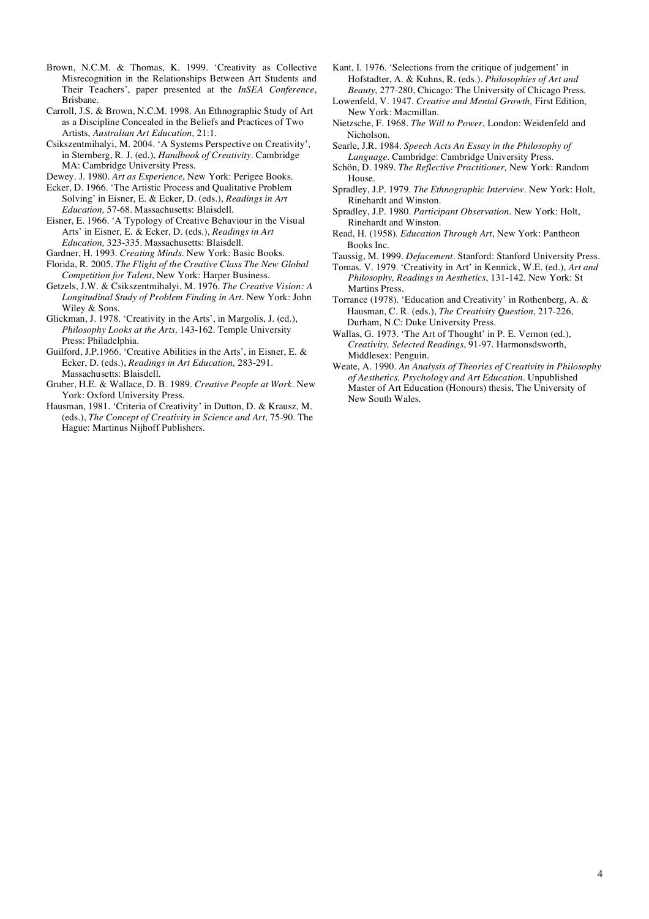Brown, N.C.M. & Thomas, K. 1999. 'Creativity as Collective Misrecognition in the Relationships Between Art Students and Their Teachers', paper presented at the *InSEA Conference*, Brisbane.

Carroll, J.S. & Brown, N.C.M. 1998. An Ethnographic Study of Art as a Discipline Concealed in the Beliefs and Practices of Two Artists, *Australian Art Education,* 21:1.

Csikszentmihalyi, M. 2004. 'A Systems Perspective on Creativity', in Sternberg, R. J. (ed.), *Handbook of Creativity*. Cambridge MA: Cambridge University Press.

Dewey. J. 1980. *Art as Experience*, New York: Perigee Books.

Ecker, D. 1966. 'The Artistic Process and Qualitative Problem Solving' in Eisner, E. & Ecker, D. (eds.), *Readings in Art Education,* 57-68. Massachusetts: Blaisdell.

Eisner, E. 1966. 'A Typology of Creative Behaviour in the Visual Arts' in Eisner, E. & Ecker, D. (eds.), *Readings in Art Education,* 323-335. Massachusetts: Blaisdell.

Gardner, H. 1993. *Creating Minds*. New York: Basic Books.

Florida, R. 2005. *The Flight of the Creative Class The New Global Competition for Talent*, New York: Harper Business.

Getzels, J.W. & Csikszentmihalyi, M. 1976. *The Creative Vision: A Longitudinal Study of Problem Finding in Art*. New York: John Wiley & Sons.

Glickman, J. 1978. 'Creativity in the Arts', in Margolis, J. (ed.), *Philosophy Looks at the Arts,* 143-162. Temple University Press: Philadelphia.

Guilford, J.P.1966. 'Creative Abilities in the Arts', in Eisner, E. & Ecker, D. (eds.), *Readings in Art Education,* 283-291. Massachusetts: Blaisdell.

Gruber, H.E. & Wallace, D. B. 1989. *Creative People at Work*. New York: Oxford University Press.

Hausman, 1981. 'Criteria of Creativity' in Dutton, D. & Krausz, M. (eds.), *The Concept of Creativity in Science and Art*, 75-90. The Hague: Martinus Nijhoff Publishers.

Kant, I. 1976. 'Selections from the critique of judgement' in Hofstadter, A. & Kuhns, R. (eds.). *Philosophies of Art and Beauty*, 277-280, Chicago: The University of Chicago Press.

Lowenfeld, V. 1947. *Creative and Mental Growth,* First Edition*,* New York: Macmillan.

Nietzsche, F. 1968. *The Will to Power*, London: Weidenfeld and Nicholson.

Searle, J.R. 1984. *Speech Acts An Essay in the Philosophy of Language*. Cambridge: Cambridge University Press.

Schön, D. 1989. *The Reflective Practitioner,* New York: Random House.

Spradley, J.P. 1979. *The Ethnographic Interview*. New York: Holt, Rinehardt and Winston.

Spradley, J.P. 1980. *Participant Observation*. New York: Holt, Rinehardt and Winston.

Read, H. (1958). *Education Through Art*, New York: Pantheon Books Inc.

Taussig, M. 1999. *Defacement*. Stanford: Stanford University Press.

Tomas. V. 1979. 'Creativity in Art' in Kennick, W.E. (ed.), *Art and Philosophy, Readings in Aesthetics*, 131-142. New York: St Martins Press.

Torrance (1978). 'Education and Creativity' in Rothenberg, A. & Hausman, C. R. (eds.), *The Creativity Question*, 217-226, Durham, N.C: Duke University Press.

Wallas, G. 1973. 'The Art of Thought' in P. E. Vernon (ed.), *Creativity, Selected Readings*, 91-97. Harmonsdsworth, Middlesex: Penguin.

Weate, A. 1990. *An Analysis of Theories of Creativity in Philosophy of Aesthetics, Psychology and Art Education*. Unpublished Master of Art Education (Honours) thesis, The University of New South Wales.